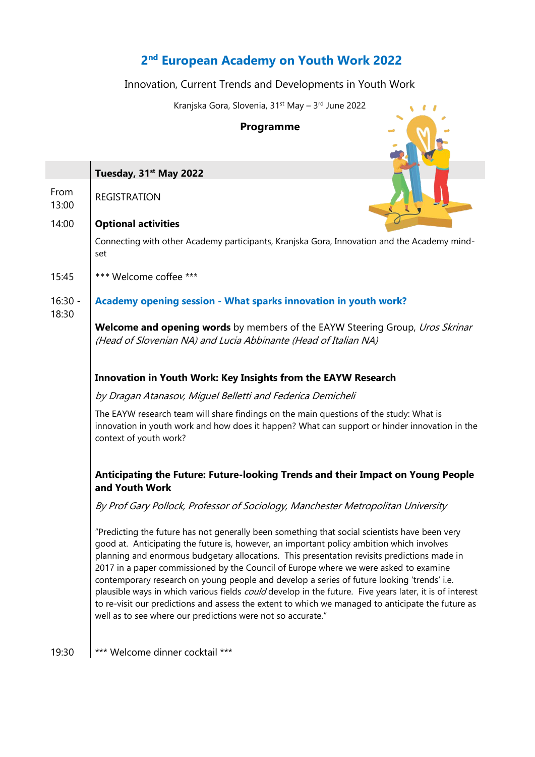# 2nd European Academy on Youth Work 2022

Innovation, Current Trends and Developments in Youth Work

Kranjska Gora, Slovenia, 31st May – 3rd June 2022

**Programme**

## Tuesday, 31st May 2022

**From 13:00** — REGISTRATION

**14:00** — **Optional activities**

Connecting with other Academy participants, Kranjska Gora, Innovation and the Academy mind-set

**15:45** — *** Welcome coffee ***

**16:30 - 18:30** — **Academy opening session - What sparks innovation in youth work?**

**Welcome and opening words** by members of the EAYW Steering Group, *Uros Skrinar (Head of Slovenian NA) and Lucia Abbinante (Head of Italian NA)*

**Innovation in Youth Work: Key Insights from the EAYW Research**

*by Dragan Atanasov, Miguel Belletti and Federica Demicheli*

The EAYW research team will share findings on the main questions of the study: What is innovation in youth work and how does it happen? What can support or hinder innovation in the context of youth work?

**Anticipating the Future: Future-looking Trends and their Impact on Young People and Youth Work**

*By Prof Gary Pollock, Professor of Sociology, Manchester Metropolitan University*

"Predicting the future has not generally been something that social scientists have been very good at. Anticipating the future is, however, an important policy ambition which involves planning and enormous budgetary allocations. This presentation revisits predictions made in 2017 in a paper commissioned by the Council of Europe where we were asked to examine contemporary research on young people and develop a series of future looking 'trends' i.e. plausible ways in which various fields *could* develop in the future. Five years later, it is of interest to re-visit our predictions and assess the extent to which we managed to anticipate the future as well as to see where our predictions were not so accurate."

**19:30** — *** Welcome dinner cocktail ***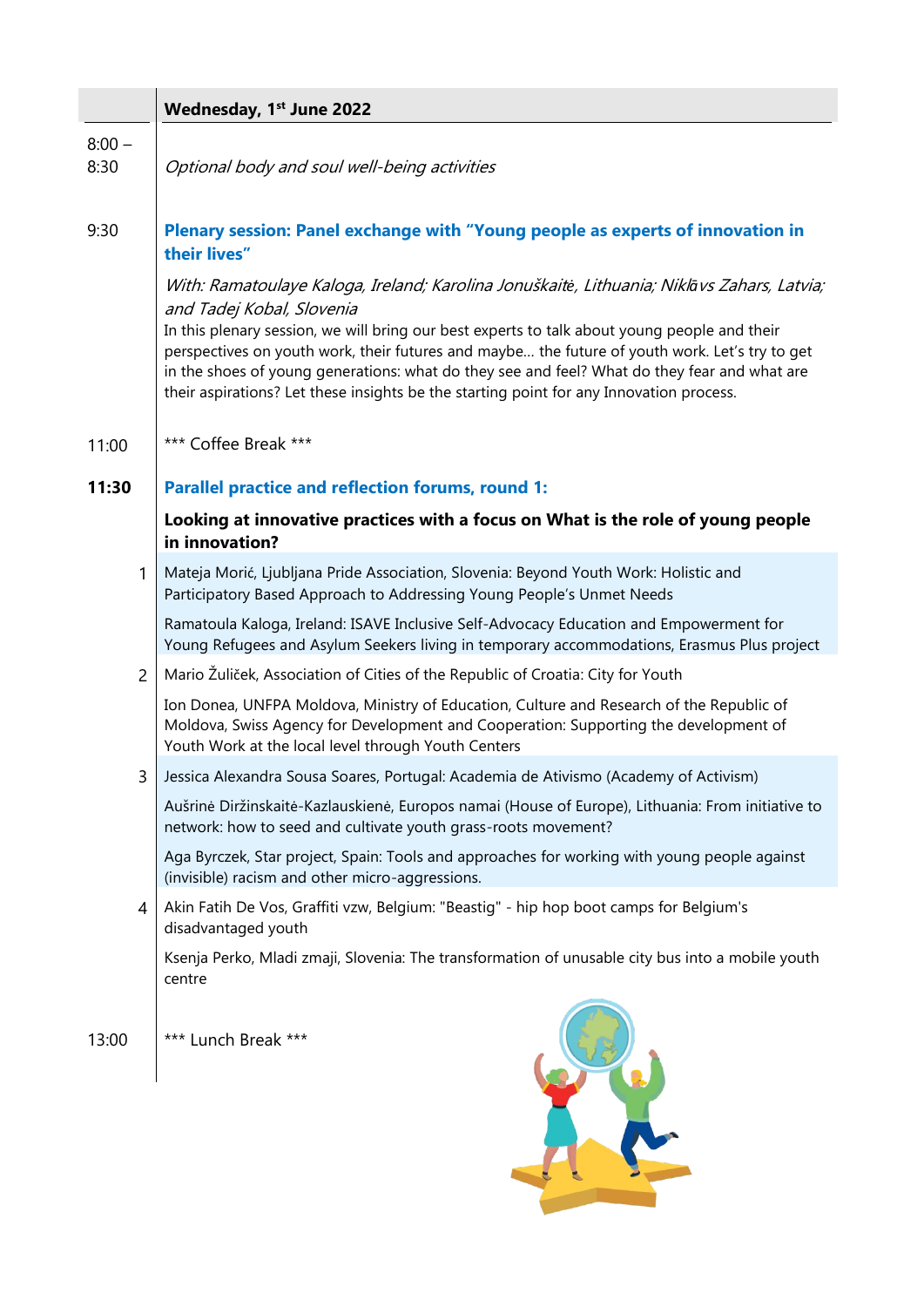| | **Wednesday, 1st June 2022** |
|---|---|
| 8:00 – 8:30 | *Optional body and soul well-being activities* |
| 9:30 | **Plenary session: Panel exchange with "Young people as experts of innovation in their lives"**<br>*With: Ramatoulaye Kaloga, Ireland; Karolina Jonuškaitė, Lithuania; Niklāvs Zahars, Latvia; and Tadej Kobal, Slovenia*<br>In this plenary session, we will bring our best experts to talk about young people and their perspectives on youth work, their futures and maybe… the future of youth work. Let's try to get in the shoes of young generations: what do they see and feel? What do they fear and what are their aspirations? Let these insights be the starting point for any Innovation process. |
| 11:00 | *** Coffee Break *** |
| **11:30** | **Parallel practice and reflection forums, round 1:**<br>**Looking at innovative practices with a focus on What is the role of young people in innovation?** |
| 1 | Mateja Morić, Ljubljana Pride Association, Slovenia: Beyond Youth Work: Holistic and Participatory Based Approach to Addressing Young People's Unmet Needs<br>Ramatoula Kaloga, Ireland: ISAVE Inclusive Self-Advocacy Education and Empowerment for Young Refugees and Asylum Seekers living in temporary accommodations, Erasmus Plus project |
| 2 | Mario Žuliček, Association of Cities of the Republic of Croatia: City for Youth<br>Ion Donea, UNFPA Moldova, Ministry of Education, Culture and Research of the Republic of Moldova, Swiss Agency for Development and Cooperation: Supporting the development of Youth Work at the local level through Youth Centers |
| 3 | Jessica Alexandra Sousa Soares, Portugal: Academia de Ativismo (Academy of Activism)<br>Aušrinė Diržinskaitė-Kazlauskienė, Europos namai (House of Europe), Lithuania: From initiative to network: how to seed and cultivate youth grass-roots movement?<br>Aga Byrczek, Star project, Spain: Tools and approaches for working with young people against (invisible) racism and other micro-aggressions. |
| 4 | Akin Fatih De Vos, Graffiti vzw, Belgium: "Beastig" - hip hop boot camps for Belgium's disadvantaged youth<br>Ksenja Perko, Mladi zmaji, Slovenia: The transformation of unusable city bus into a mobile youth centre |
| 13:00 | *** Lunch Break *** |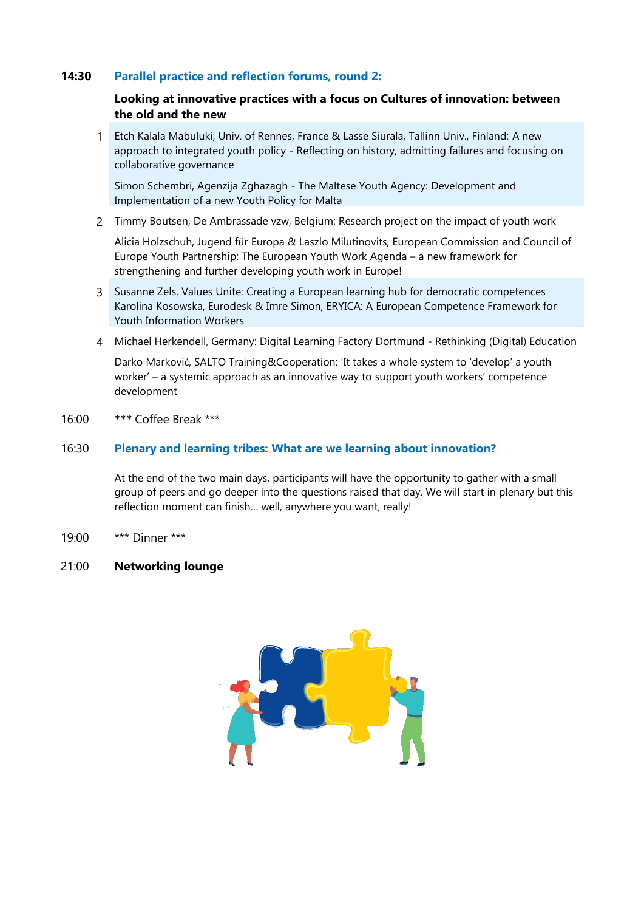**14:30** **Parallel practice and reflection forums, round 2:**

**Looking at innovative practices with a focus on Cultures of innovation: between the old and the new**

1. Etch Kalala Mabuluki, Univ. of Rennes, France & Lasse Siurala, Tallinn Univ., Finland: A new approach to integrated youth policy - Reflecting on history, admitting failures and focusing on collaborative governance

   Simon Schembri, Agenzija Zghazagh - The Maltese Youth Agency: Development and Implementation of a new Youth Policy for Malta

2. Timmy Boutsen, De Ambrassade vzw, Belgium: Research project on the impact of youth work

   Alicia Holzschuh, Jugend für Europa & Laszlo Milutinovits, European Commission and Council of Europe Youth Partnership: The European Youth Work Agenda – a new framework for strengthening and further developing youth work in Europe!

3. Susanne Zels, Values Unite: Creating a European learning hub for democratic competences
   Karolina Kosowska, Eurodesk & Imre Simon, ERYICA: A European Competence Framework for Youth Information Workers

4. Michael Herkendell, Germany: Digital Learning Factory Dortmund - Rethinking (Digital) Education

   Darko Marković, SALTO Training&Cooperation: 'It takes a whole system to 'develop' a youth worker' – a systemic approach as an innovative way to support youth workers' competence development

16:00 *** Coffee Break ***

16:30 **Plenary and learning tribes: What are we learning about innovation?**

At the end of the two main days, participants will have the opportunity to gather with a small group of peers and go deeper into the questions raised that day. We will start in plenary but this reflection moment can finish... well, anywhere you want, really!

19:00 *** Dinner ***

21:00 **Networking lounge**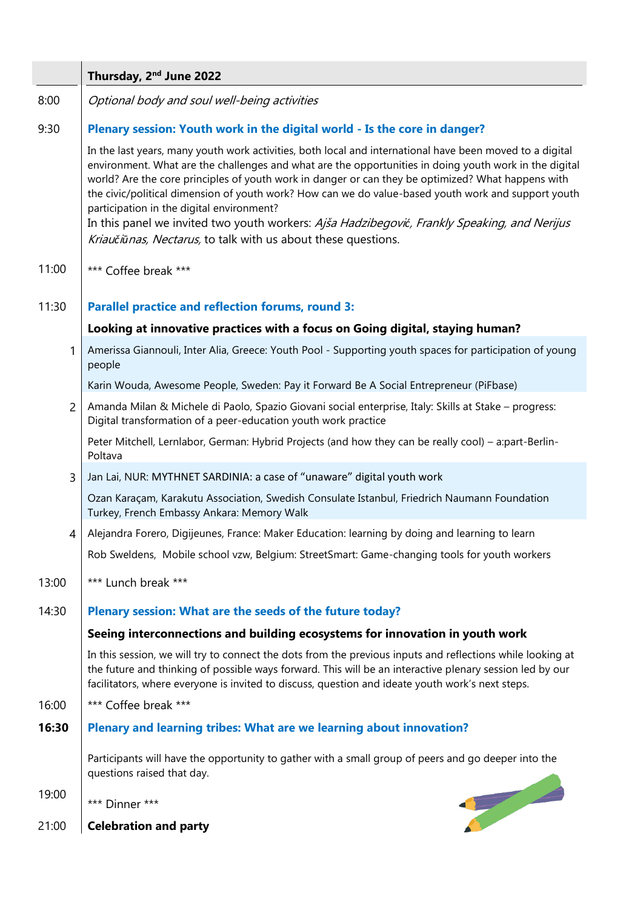| | **Thursday, 2nd June 2022** |
|---|---|
| 8:00 | *Optional body and soul well-being activities* |
| 9:30 | **Plenary session: Youth work in the digital world - Is the core in danger?** |
| | In the last years, many youth work activities, both local and international have been moved to a digital environment. What are the challenges and what are the opportunities in doing youth work in the digital world? Are the core principles of youth work in danger or can they be optimized? What happens with the civic/political dimension of youth work? How can we do value-based youth work and support youth participation in the digital environment? In this panel we invited two youth workers: *Ajša Hadzibegović, Frankly Speaking, and Nerijus Kriaučiūnas, Nectarus,* to talk with us about these questions. |
| 11:00 | \*\*\* Coffee break \*\*\* |
| 11:30 | **Parallel practice and reflection forums, round 3:** |
| | **Looking at innovative practices with a focus on Going digital, staying human?** |
| 1 | Amerissa Giannouli, Inter Alia, Greece: Youth Pool - Supporting youth spaces for participation of young people |
| | Karin Wouda, Awesome People, Sweden: Pay it Forward Be A Social Entrepreneur (PiFbase) |
| 2 | Amanda Milan & Michele di Paolo, Spazio Giovani social enterprise, Italy: Skills at Stake – progress: Digital transformation of a peer-education youth work practice |
| | Peter Mitchell, Lernlabor, German: Hybrid Projects (and how they can be really cool) – a:part-Berlin-Poltava |
| 3 | Jan Lai, NUR: MYTHNET SARDINIA: a case of "unaware" digital youth work |
| | Ozan Karaçam, Karakutu Association, Swedish Consulate Istanbul, Friedrich Naumann Foundation Turkey, French Embassy Ankara: Memory Walk |
| 4 | Alejandra Forero, Digijeunes, France: Maker Education: learning by doing and learning to learn |
| | Rob Sweldens, Mobile school vzw, Belgium: StreetSmart: Game-changing tools for youth workers |
| 13:00 | \*\*\* Lunch break \*\*\* |
| 14:30 | **Plenary session: What are the seeds of the future today?** |
| | **Seeing interconnections and building ecosystems for innovation in youth work** |
| | In this session, we will try to connect the dots from the previous inputs and reflections while looking at the future and thinking of possible ways forward. This will be an interactive plenary session led by our facilitators, where everyone is invited to discuss, question and ideate youth work's next steps. |
| 16:00 | \*\*\* Coffee break \*\*\* |
| **16:30** | **Plenary and learning tribes: What are we learning about innovation?** |
| | Participants will have the opportunity to gather with a small group of peers and go deeper into the questions raised that day. |
| 19:00 | \*\*\* Dinner \*\*\* |
| 21:00 | **Celebration and party** |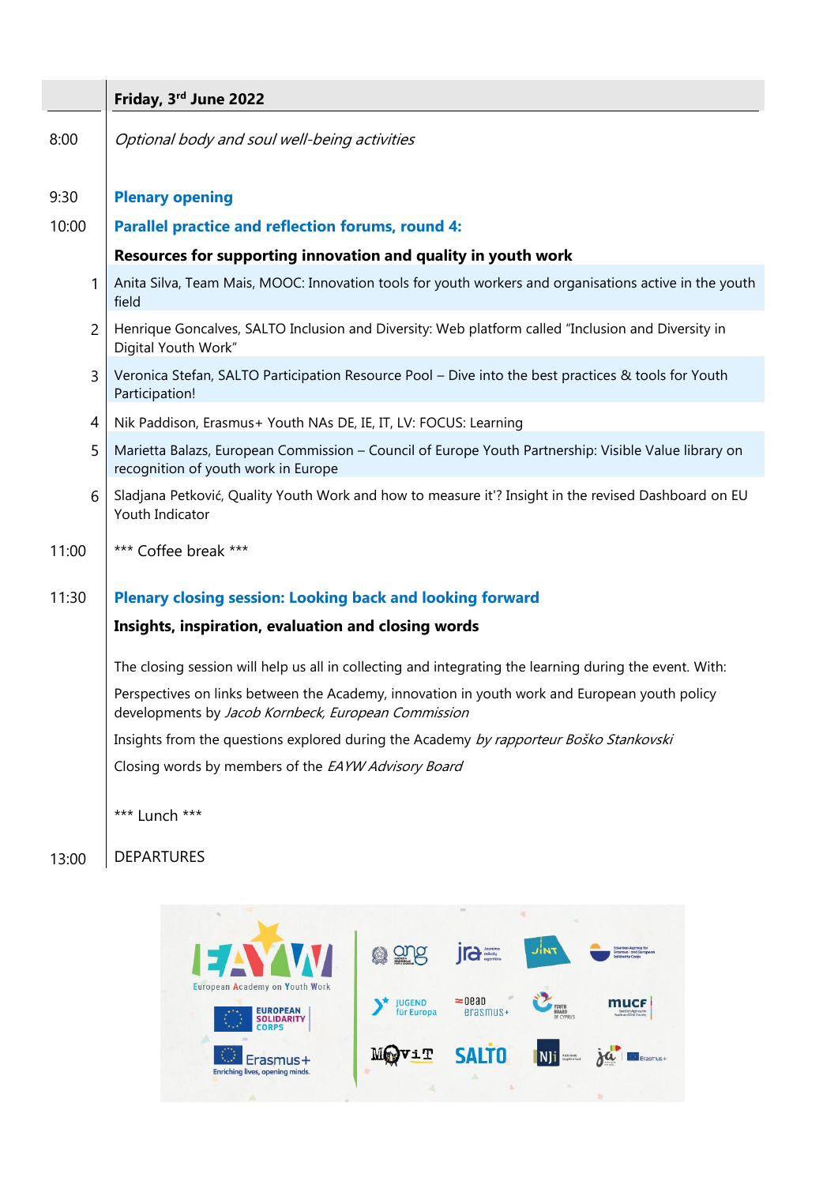| | Friday, 3rd June 2022 |
|---|---|
| 8:00 | *Optional body and soul well-being activities* |
| 9:30 | **Plenary opening** |
| 10:00 | **Parallel practice and reflection forums, round 4:** |
| | **Resources for supporting innovation and quality in youth work** |
| 1 | Anita Silva, Team Mais, MOOC: Innovation tools for youth workers and organisations active in the youth field |
| 2 | Henrique Goncalves, SALTO Inclusion and Diversity: Web platform called "Inclusion and Diversity in Digital Youth Work" |
| 3 | Veronica Stefan, SALTO Participation Resource Pool – Dive into the best practices & tools for Youth Participation! |
| 4 | Nik Paddison, Erasmus+ Youth NAs DE, IE, IT, LV: FOCUS: Learning |
| 5 | Marietta Balazs, European Commission – Council of Europe Youth Partnership: Visible Value library on recognition of youth work in Europe |
| 6 | Sladjana Petković, Quality Youth Work and how to measure it'? Insight in the revised Dashboard on EU Youth Indicator |
| 11:00 | *** Coffee break *** |
| 11:30 | **Plenary closing session: Looking back and looking forward** |
| | **Insights, inspiration, evaluation and closing words** |
| | The closing session will help us all in collecting and integrating the learning during the event. With: |
| | Perspectives on links between the Academy, innovation in youth work and European youth policy developments by *Jacob Kornbeck, European Commission* |
| | Insights from the questions explored during the Academy *by rapporteur Boško Stankovski* |
| | Closing words by members of the *EAYW Advisory Board* |
| | *** Lunch *** |
| 13:00 | DEPARTURES |